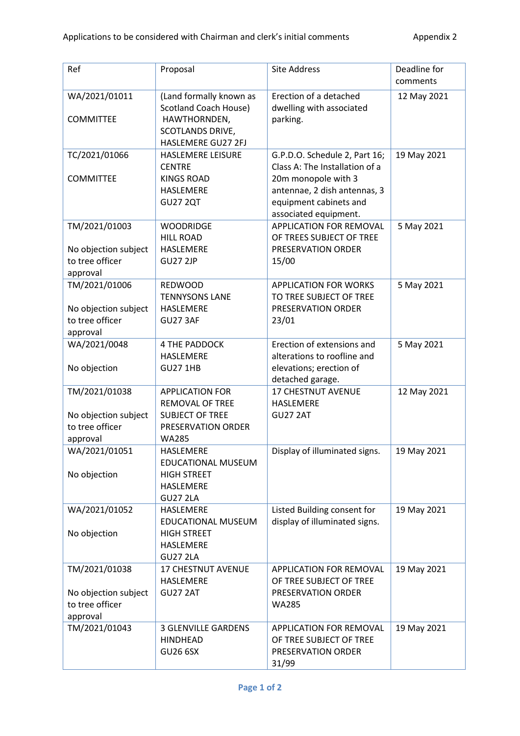Applications to be considered with Chairman and clerk's initial comments Appendix 2

| Ref | Proposal | Site Address | Deadline for comments |
|---|---|---|---|
| WA/2021/01011<br><br>COMMITTEE | (Land formally known as Scotland Coach House) HAWTHORNDEN, SCOTLANDS DRIVE, HASLEMERE GU27 2FJ | Erection of a detached dwelling with associated parking. | 12 May 2021 |
| TC/2021/01066<br><br>COMMITTEE | HASLEMERE LEISURE CENTRE<br>KINGS ROAD<br>HASLEMERE<br>GU27 2QT | G.P.D.O. Schedule 2, Part 16; Class A: The Installation of a 20m monopole with 3 antennae, 2 dish antennas, 3 equipment cabinets and associated equipment. | 19 May 2021 |
| TM/2021/01003<br><br>No objection subject to tree officer approval | WOODRIDGE<br>HILL ROAD<br>HASLEMERE<br>GU27 2JP | APPLICATION FOR REMOVAL OF TREES SUBJECT OF TREE PRESERVATION ORDER 15/00 | 5 May 2021 |
| TM/2021/01006<br><br>No objection subject to tree officer approval | REDWOOD<br>TENNYSONS LANE<br>HASLEMERE<br>GU27 3AF | APPLICATION FOR WORKS TO TREE SUBJECT OF TREE PRESERVATION ORDER 23/01 | 5 May 2021 |
| WA/2021/0048<br><br>No objection | 4 THE PADDOCK<br>HASLEMERE<br>GU27 1HB | Erection of extensions and alterations to roofline and elevations; erection of detached garage. | 5 May 2021 |
| TM/2021/01038<br><br>No objection subject to tree officer approval | APPLICATION FOR REMOVAL OF TREE SUBJECT OF TREE PRESERVATION ORDER WA285 | 17 CHESTNUT AVENUE<br>HASLEMERE<br>GU27 2AT | 12 May 2021 |
| WA/2021/01051<br><br>No objection | HASLEMERE EDUCATIONAL MUSEUM<br>HIGH STREET<br>HASLEMERE<br>GU27 2LA | Display of illuminated signs. | 19 May 2021 |
| WA/2021/01052<br><br>No objection | HASLEMERE EDUCATIONAL MUSEUM<br>HIGH STREET<br>HASLEMERE<br>GU27 2LA | Listed Building consent for display of illuminated signs. | 19 May 2021 |
| TM/2021/01038<br><br>No objection subject to tree officer approval | 17 CHESTNUT AVENUE<br>HASLEMERE<br>GU27 2AT | APPLICATION FOR REMOVAL OF TREE SUBJECT OF TREE PRESERVATION ORDER WA285 | 19 May 2021 |
| TM/2021/01043 | 3 GLENVILLE GARDENS<br>HINDHEAD<br>GU26 6SX | APPLICATION FOR REMOVAL OF TREE SUBJECT OF TREE PRESERVATION ORDER 31/99 | 19 May 2021 |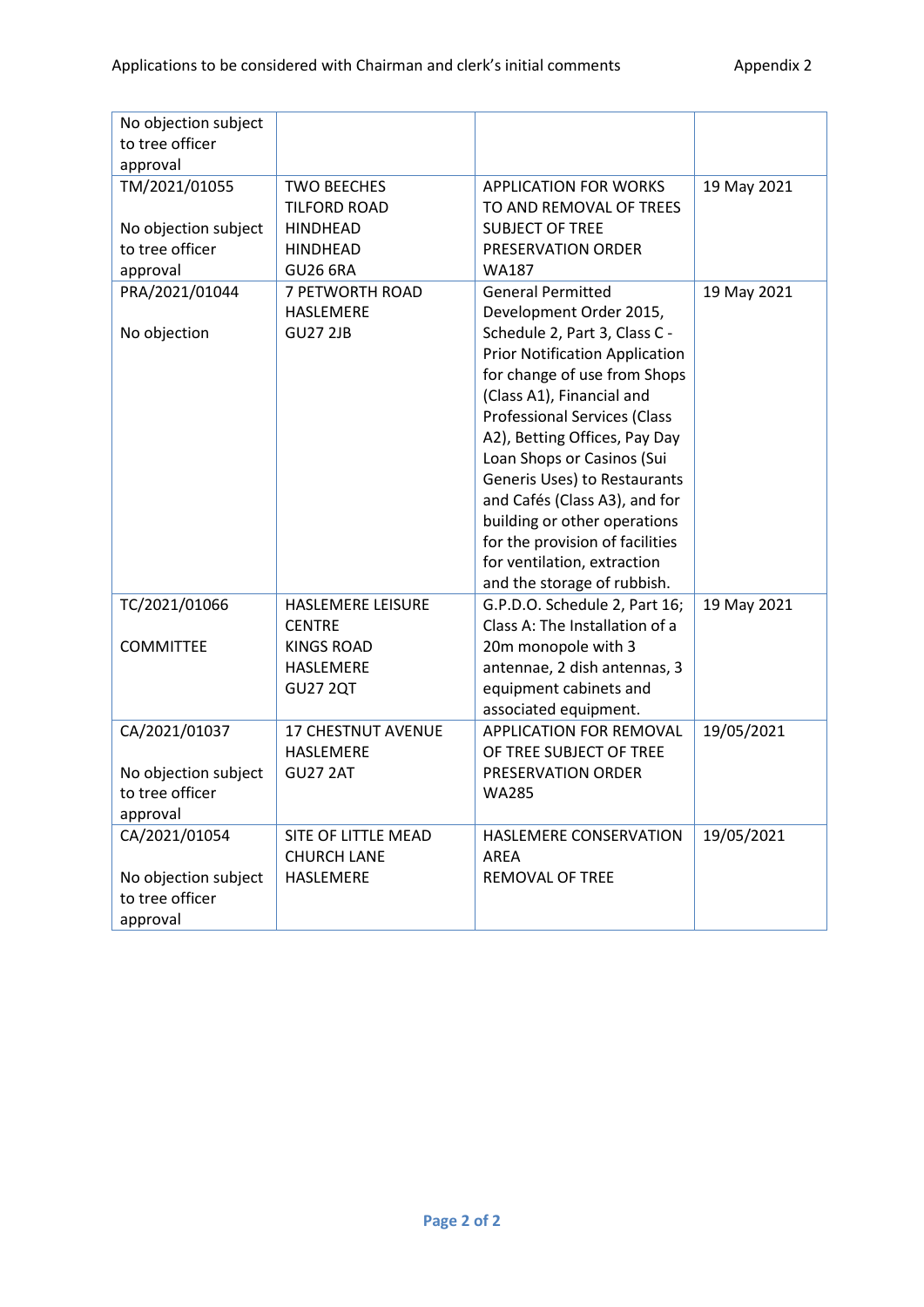| | | | |
|---|---|---|---|
| No objection subject to tree officer approval | | | |
| TM/2021/01055<br><br>No objection subject to tree officer approval | TWO BEECHES<br>TILFORD ROAD<br>HINDHEAD<br>HINDHEAD<br>GU26 6RA | APPLICATION FOR WORKS TO AND REMOVAL OF TREES SUBJECT OF TREE PRESERVATION ORDER WA187 | 19 May 2021 |
| PRA/2021/01044<br><br>No objection | 7 PETWORTH ROAD<br>HASLEMERE<br>GU27 2JB | General Permitted Development Order 2015, Schedule 2, Part 3, Class C - Prior Notification Application for change of use from Shops (Class A1), Financial and Professional Services (Class A2), Betting Offices, Pay Day Loan Shops or Casinos (Sui Generis Uses) to Restaurants and Cafés (Class A3), and for building or other operations for the provision of facilities for ventilation, extraction and the storage of rubbish. | 19 May 2021 |
| TC/2021/01066<br><br>COMMITTEE | HASLEMERE LEISURE CENTRE<br>KINGS ROAD<br>HASLEMERE<br>GU27 2QT | G.P.D.O. Schedule 2, Part 16; Class A: The Installation of a 20m monopole with 3 antennae, 2 dish antennas, 3 equipment cabinets and associated equipment. | 19 May 2021 |
| CA/2021/01037<br><br>No objection subject to tree officer approval | 17 CHESTNUT AVENUE<br>HASLEMERE<br>GU27 2AT | APPLICATION FOR REMOVAL OF TREE SUBJECT OF TREE PRESERVATION ORDER WA285 | 19/05/2021 |
| CA/2021/01054<br><br>No objection subject to tree officer approval | SITE OF LITTLE MEAD<br>CHURCH LANE<br>HASLEMERE | HASLEMERE CONSERVATION AREA<br>REMOVAL OF TREE | 19/05/2021 |